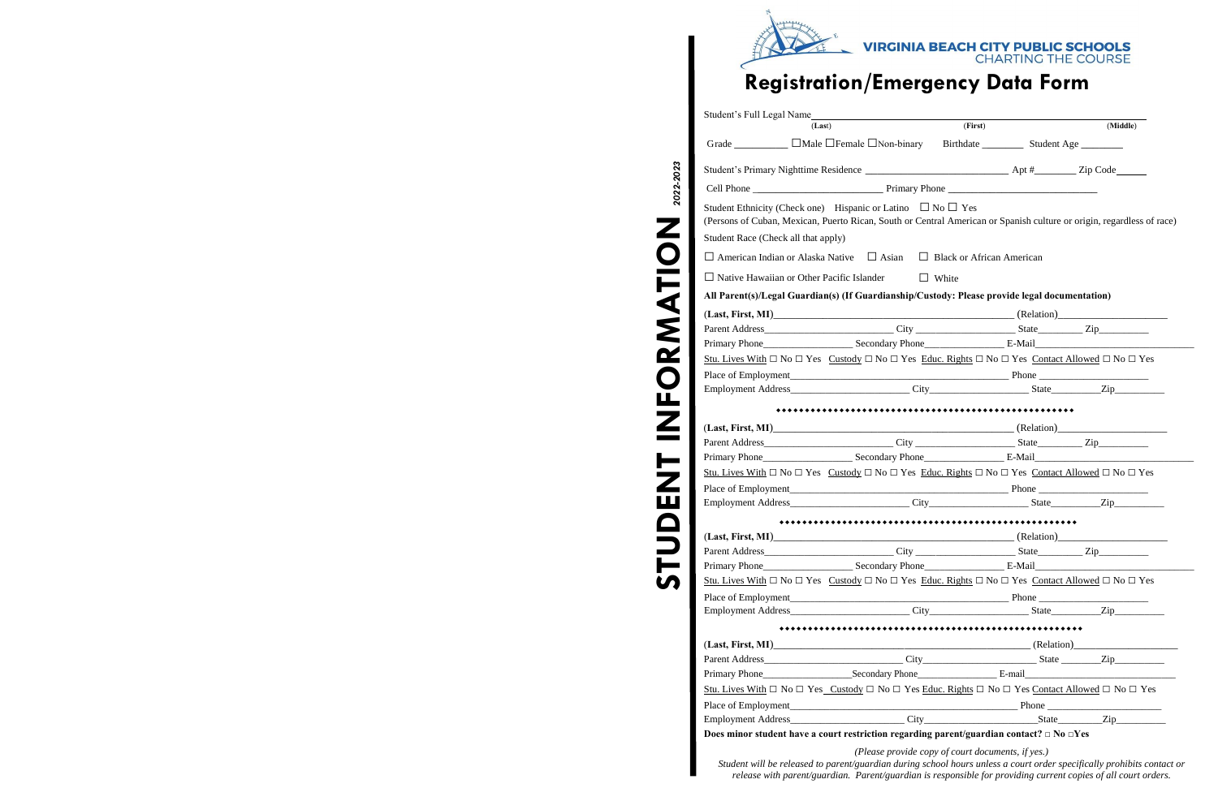VIRGINIA BEACH CITY PUBLIC SCHOOLS
CHARTING THE COURSE

# Registration/Emergency Data Form

STUDENT INFORMATION 2022-2023

Student's Full Legal Name________________________________________________
(Last) (First) (Middle)

Grade __________ ☐Male ☐Female ☐Non-binary Birthdate ________ Student Age ________

Student's Primary Nighttime Residence ____________________________ Apt #________ Zip Code______

Cell Phone ________________________ Primary Phone ____________________________

Student Ethnicity (Check one) Hispanic or Latino ☐ No ☐ Yes
(Persons of Cuban, Mexican, Puerto Rican, South or Central American or Spanish culture or origin, regardless of race)

Student Race (Check all that apply)

☐ American Indian or Alaska Native ☐ Asian ☐ Black or African American

☐ Native Hawaiian or Other Pacific Islander ☐ White

**All Parent(s)/Legal Guardian(s) (If Guardianship/Custody: Please provide legal documentation)**

**(Last, First, MI)**____________________________________________ (Relation)____________________
Parent Address______________________ City __________________ State________ Zip_________
Primary Phone________________ Secondary Phone______________ E-Mail______________________
Stu. Lives With ☐ No ☐ Yes Custody ☐ No ☐ Yes Educ. Rights ☐ No ☐ Yes Contact Allowed ☐ No ☐ Yes
Place of Employment_________________________________________ Phone ____________________
Employment Address______________________ City__________________ State_________Zip_________

♦♦♦♦♦♦♦♦♦♦♦♦♦♦♦♦♦♦♦♦♦♦♦♦♦♦♦♦♦♦♦♦♦♦♦♦♦♦♦♦♦♦♦♦♦♦♦♦♦♦

**(Last, First, MI)**____________________________________________ (Relation)____________________
Parent Address______________________ City __________________ State________ Zip_________
Primary Phone________________ Secondary Phone______________ E-Mail______________________
Stu. Lives With ☐ No ☐ Yes Custody ☐ No ☐ Yes Educ. Rights ☐ No ☐ Yes Contact Allowed ☐ No ☐ Yes
Place of Employment_________________________________________ Phone ____________________
Employment Address______________________ City__________________ State_________Zip_________

♦♦♦♦♦♦♦♦♦♦♦♦♦♦♦♦♦♦♦♦♦♦♦♦♦♦♦♦♦♦♦♦♦♦♦♦♦♦♦♦♦♦♦♦♦♦♦♦♦♦

**(Last, First, MI)**____________________________________________ (Relation)____________________
Parent Address______________________ City __________________ State________ Zip_________
Primary Phone________________ Secondary Phone______________ E-Mail______________________
Stu. Lives With ☐ No ☐ Yes Custody ☐ No ☐ Yes Educ. Rights ☐ No ☐ Yes Contact Allowed ☐ No ☐ Yes
Place of Employment_________________________________________ Phone ____________________
Employment Address______________________ City__________________ State_________Zip_________

♦♦♦♦♦♦♦♦♦♦♦♦♦♦♦♦♦♦♦♦♦♦♦♦♦♦♦♦♦♦♦♦♦♦♦♦♦♦♦♦♦♦♦♦♦♦♦♦♦♦

**(Last, First, MI)**______________________________________________ (Relation)____________________
Parent Address________________________ City_____________________ State _______Zip_________
Primary Phone________________Secondary Phone_______________ E-mail__________________________
Stu. Lives With ☐ No ☐ Yes Custody ☐ No ☐ Yes Educ. Rights ☐ No ☐ Yes Contact Allowed ☐ No ☐ Yes
Place of Employment_____________________________________________ Phone ______________________
Employment Address______________________ City______________________State________Zip_________

**Does minor student have a court restriction regarding parent/guardian contact? ☐ No ☐Yes**

*(Please provide copy of court documents, if yes.)*

*Student will be released to parent/guardian during school hours unless a court order specifically prohibits contact or release with parent/guardian. Parent/guardian is responsible for providing current copies of all court orders.*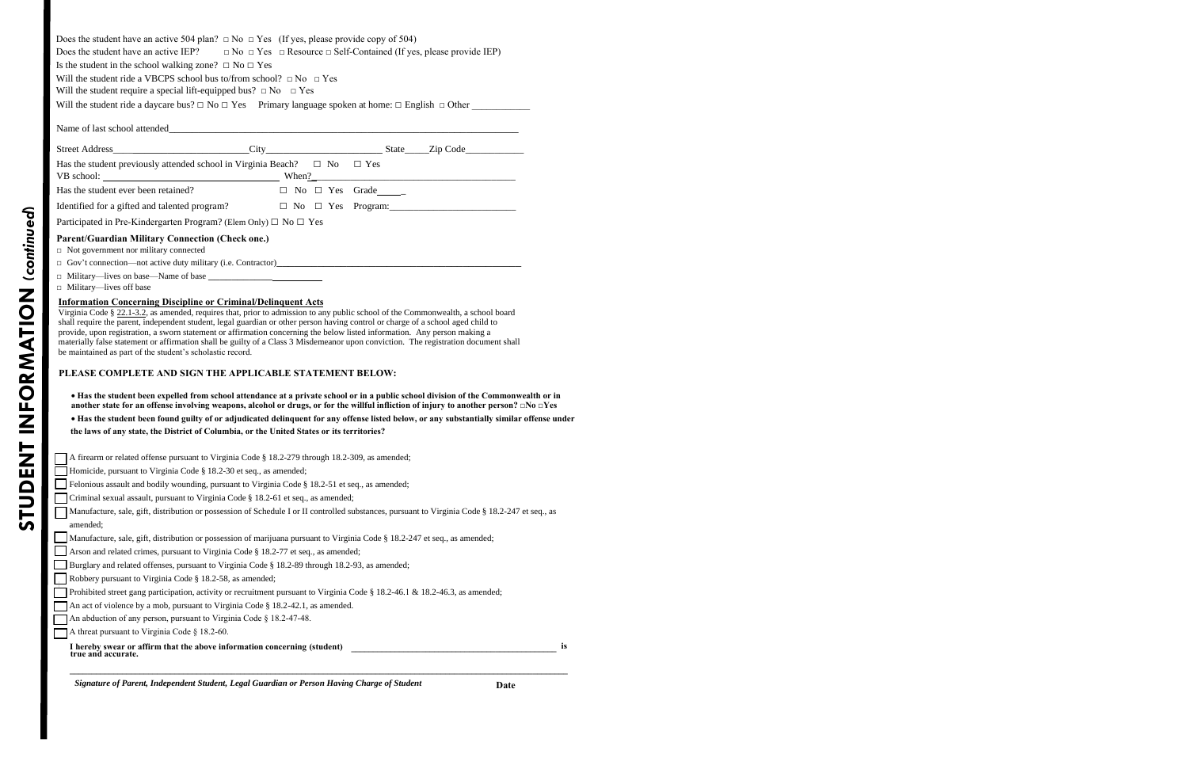Does the student have an active 504 plan? □ No □ Yes (If yes, please provide copy of 504)

Does the student have an active IEP? □ No □ Yes □ Resource □ Self-Contained (If yes, please provide IEP)

Is the student in the school walking zone? □ No □ Yes

Will the student ride a VBCPS school bus to/from school? □ No □ Yes

Will the student require a special lift-equipped bus? □ No □ Yes

Will the student ride a daycare bus? □ No □ Yes Primary language spoken at home: □ English □ Other ____________

Name of last school attended________________________________________________________________

Street Address____________________________City________________________ State_____Zip Code____________

Has the student previously attended school in Virginia Beach? □ No □ Yes

VB school: ____________________________ When?____________________________

Has the student ever been retained? □ No □ Yes Grade_____

Identified for a gifted and talented program? □ No □ Yes Program:________________________

Participated in Pre-Kindergarten Program? (Elem Only) □ No □ Yes

**Parent/Guardian Military Connection (Check one.)**

- □ Not government nor military connected
- □ Gov't connection—not active duty military (i.e. Contractor)________________________________________
- □ Military—lives on base—Name of base ____________________
- □ Military—lives off base

**Information Concerning Discipline or Criminal/Delinquent Acts**

Virginia Code § 22.1-3.2, as amended, requires that, prior to admission to any public school of the Commonwealth, a school board shall require the parent, independent student, legal guardian or other person having control or charge of a school aged child to provide, upon registration, a sworn statement or affirmation concerning the below listed information. Any person making a materially false statement or affirmation shall be guilty of a Class 3 Misdemeanor upon conviction. The registration document shall be maintained as part of the student's scholastic record.

**PLEASE COMPLETE AND SIGN THE APPLICABLE STATEMENT BELOW:**

- **Has the student been expelled from school attendance at a private school or in a public school division of the Commonwealth or in another state for an offense involving weapons, alcohol or drugs, or for the willful infliction of injury to another person? □No □Yes**
- **Has the student been found guilty of or adjudicated delinquent for any offense listed below, or any substantially similar offense under the laws of any state, the District of Columbia, or the United States or its territories?**

□ A firearm or related offense pursuant to Virginia Code § 18.2-279 through 18.2-309, as amended;

□ Homicide, pursuant to Virginia Code § 18.2-30 et seq., as amended;

□ Felonious assault and bodily wounding, pursuant to Virginia Code § 18.2-51 et seq., as amended;

□ Criminal sexual assault, pursuant to Virginia Code § 18.2-61 et seq., as amended;

□ Manufacture, sale, gift, distribution or possession of Schedule I or II controlled substances, pursuant to Virginia Code § 18.2-247 et seq., as amended;

□ Manufacture, sale, gift, distribution or possession of marijuana pursuant to Virginia Code § 18.2-247 et seq., as amended;

□ Arson and related crimes, pursuant to Virginia Code § 18.2-77 et seq., as amended;

□ Burglary and related offenses, pursuant to Virginia Code § 18.2-89 through 18.2-93, as amended;

□ Robbery pursuant to Virginia Code § 18.2-58, as amended;

□ Prohibited street gang participation, activity or recruitment pursuant to Virginia Code § 18.2-46.1 & 18.2-46.3, as amended;

□ An act of violence by a mob, pursuant to Virginia Code § 18.2-42.1, as amended.

□ An abduction of any person, pursuant to Virginia Code § 18.2-47-48.

□ A threat pursuant to Virginia Code § 18.2-60.

**I hereby swear or affirm that the above information concerning (student) ____________________________________________ is true and accurate.**

_____________________________________________________________________________

***Signature of Parent, Independent Student, Legal Guardian or Person Having Charge of Student*** **Date**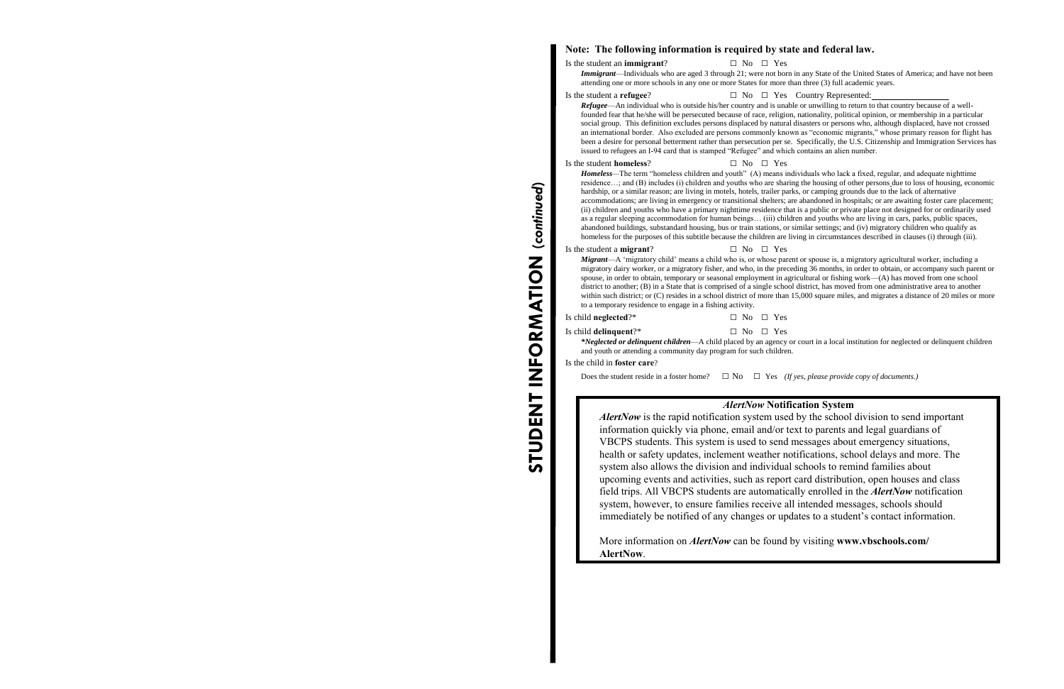# STUDENT INFORMATION *(continued)*

**Note: The following information is required by state and federal law.**

Is the student an **immigrant**? ☐ No ☐ Yes

***Immigrant***—Individuals who are aged 3 through 21; were not born in any State of the United States of America; and have not been attending one or more schools in any one or more States for more than three (3) full academic years.

Is the student a **refugee**? ☐ No ☐ Yes Country Represented:\_\_\_\_\_\_\_\_\_\_\_\_\_\_\_\_\_\_

***Refugee***—An individual who is outside his/her country and is unable or unwilling to return to that country because of a well-founded fear that he/she will be persecuted because of race, religion, nationality, political opinion, or membership in a particular social group. This definition excludes persons displaced by natural disasters or persons who, although displaced, have not crossed an international border. Also excluded are persons commonly known as "economic migrants," whose primary reason for flight has been a desire for personal betterment rather than persecution per se. Specifically, the U.S. Citizenship and Immigration Services has issued to refugees an I-94 card that is stamped "Refugee" and which contains an alien number.

Is the student **homeless**? ☐ No ☐ Yes

***Homeless***—The term "homeless children and youth" (A) means individuals who lack a fixed, regular, and adequate nighttime residence…; and (B) includes (i) children and youths who are sharing the housing of other persons due to loss of housing, economic hardship, or a similar reason; are living in motels, hotels, trailer parks, or camping grounds due to the lack of alternative accommodations; are living in emergency or transitional shelters; are abandoned in hospitals; or are awaiting foster care placement; (ii) children and youths who have a primary nighttime residence that is a public or private place not designed for or ordinarily used as a regular sleeping accommodation for human beings… (iii) children and youths who are living in cars, parks, public spaces, abandoned buildings, substandard housing, bus or train stations, or similar settings; and (iv) migratory children who qualify as homeless for the purposes of this subtitle because the children are living in circumstances described in clauses (i) through (iii).

Is the student a **migrant**? ☐ No ☐ Yes

***Migrant***—A 'migratory child' means a child who is, or whose parent or spouse is, a migratory agricultural worker, including a migratory dairy worker, or a migratory fisher, and who, in the preceding 36 months, in order to obtain, or accompany such parent or spouse, in order to obtain, temporary or seasonal employment in agricultural or fishing work—(A) has moved from one school district to another; (B) in a State that is comprised of a single school district, has moved from one administrative area to another within such district; or (C) resides in a school district of more than 15,000 square miles, and migrates a distance of 20 miles or more to a temporary residence to engage in a fishing activity.

Is child **neglected**?* ☐ No ☐ Yes

Is child **delinquent**?* ☐ No ☐ Yes

***\*Neglected or delinquent children***—A child placed by an agency or court in a local institution for neglected or delinquent children and youth or attending a community day program for such children.

Is the child in **foster care**?

Does the student reside in a foster home? ☐ No ☐ Yes *(If yes, please provide copy of documents.)*

## *AlertNow* Notification System

***AlertNow*** is the rapid notification system used by the school division to send important information quickly via phone, email and/or text to parents and legal guardians of VBCPS students. This system is used to send messages about emergency situations, health or safety updates, inclement weather notifications, school delays and more. The system also allows the division and individual schools to remind families about upcoming events and activities, such as report card distribution, open houses and class field trips. All VBCPS students are automatically enrolled in the ***AlertNow*** notification system, however, to ensure families receive all intended messages, schools should immediately be notified of any changes or updates to a student's contact information.

More information on ***AlertNow*** can be found by visiting **www.vbschools.com/AlertNow**.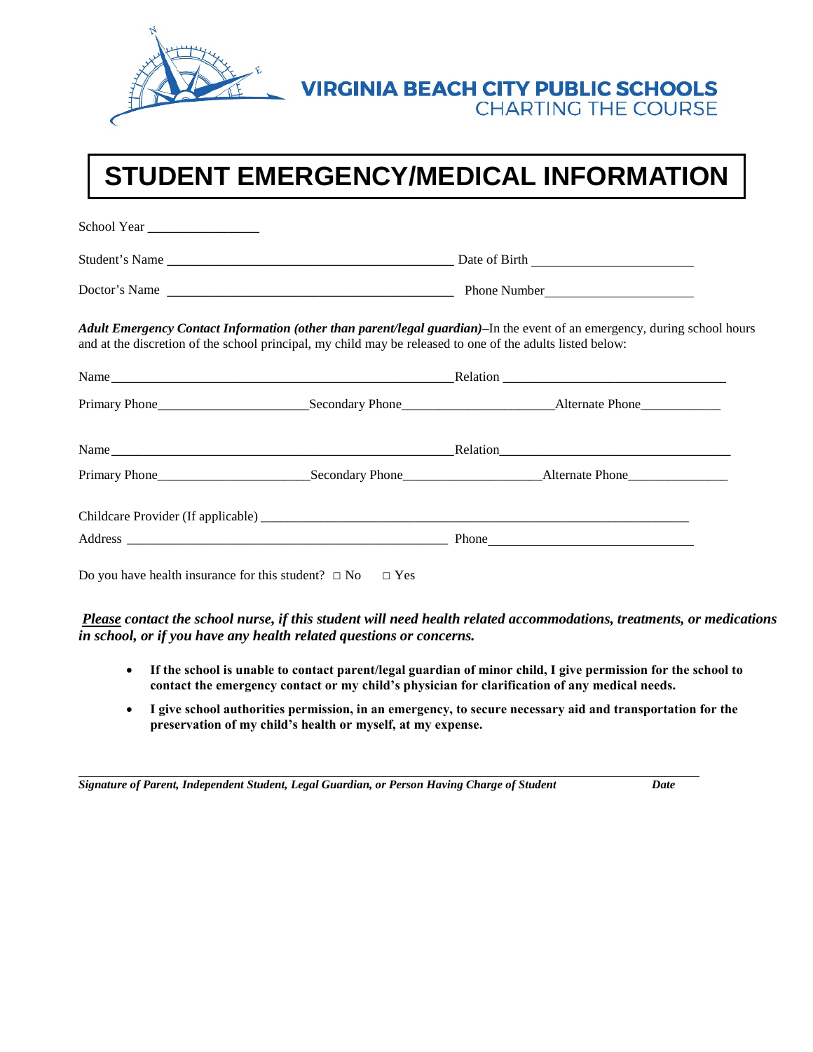**VIRGINIA BEACH CITY PUBLIC SCHOOLS**
CHARTING THE COURSE

# STUDENT EMERGENCY/MEDICAL INFORMATION

School Year ________________

Student's Name ___________________________________________ Date of Birth ________________________

Doctor's Name ___________________________________________ Phone Number______________________

***Adult Emergency Contact Information (other than parent/legal guardian)***–In the event of an emergency, during school hours and at the discretion of the school principal, my child may be released to one of the adults listed below:

Name___________________________________________________Relation _________________________________

Primary Phone______________________Secondary Phone______________________Alternate Phone____________

Name___________________________________________________Relation__________________________________

Primary Phone______________________Secondary Phone____________________Alternate Phone_______________

Childcare Provider (If applicable) _____________________________________________________________________

Address __________________________________________________ Phone______________________________

Do you have health insurance for this student? □ No □ Yes

***Please** contact the school nurse, if this student will need health related accommodations, treatments, or medications in school, or if you have any health related questions or concerns.*

- **If the school is unable to contact parent/legal guardian of minor child, I give permission for the school to contact the emergency contact or my child's physician for clarification of any medical needs.**
- **I give school authorities permission, in an emergency, to secure necessary aid and transportation for the preservation of my child's health or myself, at my expense.**

_____________________________________________________________________________________________

***Signature of Parent, Independent Student, Legal Guardian, or Person Having Charge of Student*** ***Date***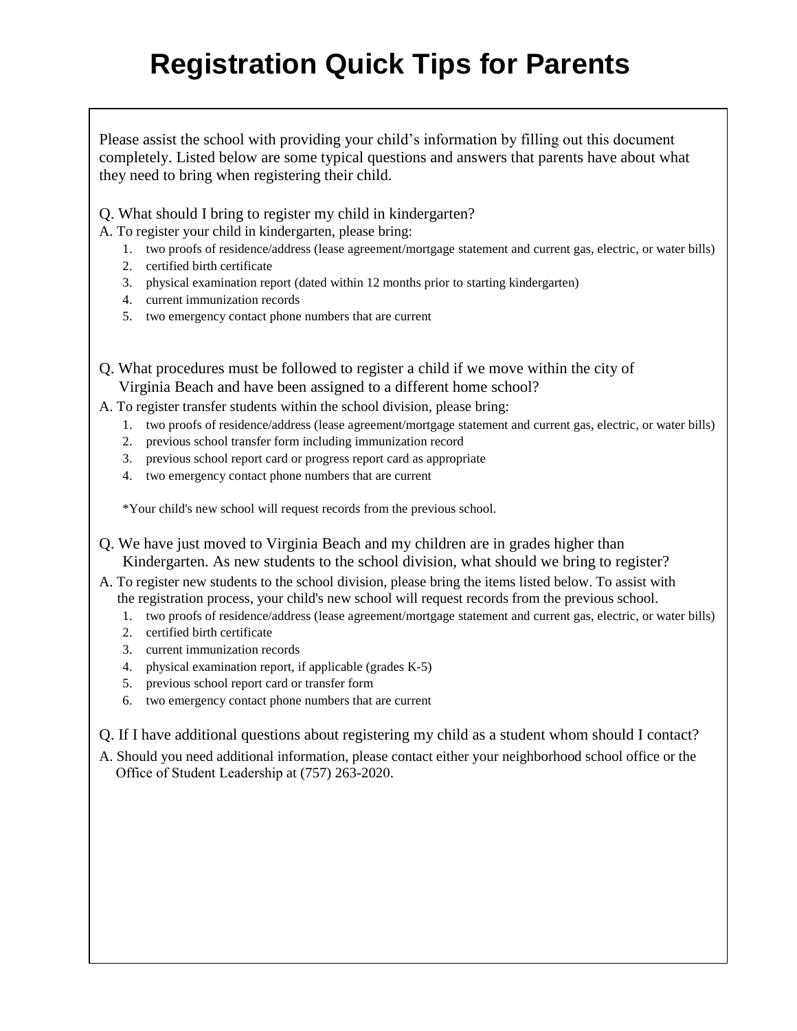# Registration Quick Tips for Parents

Please assist the school with providing your child's information by filling out this document completely. Listed below are some typical questions and answers that parents have about what they need to bring when registering their child.

Q. What should I bring to register my child in kindergarten?

A. To register your child in kindergarten, please bring:

1. two proofs of residence/address (lease agreement/mortgage statement and current gas, electric, or water bills)
2. certified birth certificate
3. physical examination report (dated within 12 months prior to starting kindergarten)
4. current immunization records
5. two emergency contact phone numbers that are current

Q. What procedures must be followed to register a child if we move within the city of Virginia Beach and have been assigned to a different home school?

A. To register transfer students within the school division, please bring:

1. two proofs of residence/address (lease agreement/mortgage statement and current gas, electric, or water bills)
2. previous school transfer form including immunization record
3. previous school report card or progress report card as appropriate
4. two emergency contact phone numbers that are current

*Your child's new school will request records from the previous school.

Q. We have just moved to Virginia Beach and my children are in grades higher than Kindergarten. As new students to the school division, what should we bring to register?

A. To register new students to the school division, please bring the items listed below. To assist with the registration process, your child's new school will request records from the previous school.

1. two proofs of residence/address (lease agreement/mortgage statement and current gas, electric, or water bills)
2. certified birth certificate
3. current immunization records
4. physical examination report, if applicable (grades K-5)
5. previous school report card or transfer form
6. two emergency contact phone numbers that are current

Q. If I have additional questions about registering my child as a student whom should I contact?

A. Should you need additional information, please contact either your neighborhood school office or the Office of Student Leadership at (757) 263-2020.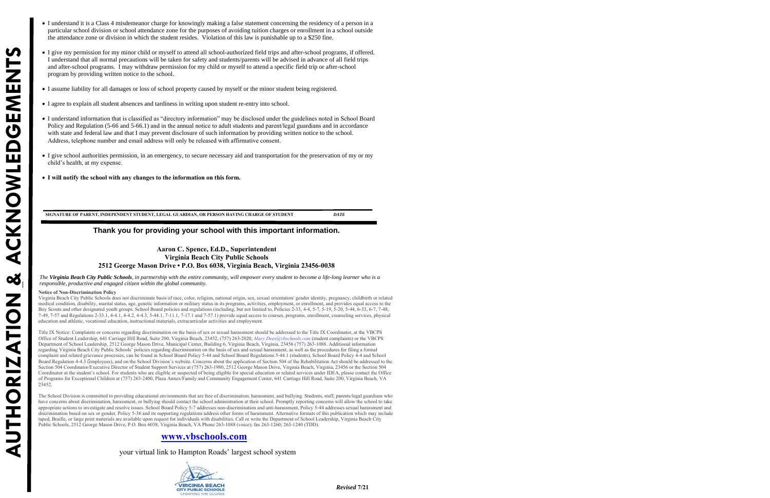# AUTHORIZATION & ACKNOWLEDGEMENTS

- I understand it is a Class 4 misdemeanor charge for knowingly making a false statement concerning the residency of a person in a particular school division or school attendance zone for the purposes of avoiding tuition charges or enrollment in a school outside the attendance zone or division in which the student resides. Violation of this law is punishable up to a $250 fine.

- I give my permission for my minor child or myself to attend all school-authorized field trips and after-school programs, if offered. I understand that all normal precautions will be taken for safety and students/parents will be advised in advance of all field trips and after-school programs. I may withdraw permission for my child or myself to attend a specific field trip or after-school program by providing written notice to the school.

- I assume liability for all damages or loss of school property caused by myself or the minor student being registered.

- I agree to explain all student absences and tardiness in writing upon student re-entry into school.

- I understand information that is classified as "directory information" may be disclosed under the guidelines noted in School Board Policy and Regulation (5-66 and 5-66.1) and in the annual notice to adult students and parent/legal guardians and in accordance with state and federal law and that I may prevent disclosure of such information by providing written notice to the school. Address, telephone number and email address will only be released with affirmative consent.

- I give school authorities permission, in an emergency, to secure necessary aid and transportation for the preservation of my or my child's health, at my expense.

- **I will notify the school with any changes to the information on this form.**

**SIGNATURE OF PARENT, INDEPENDENT STUDENT, LEGAL GUARDIAN, OR PERSON HAVING CHARGE OF STUDENT** *DATE*

## Thank you for providing your school with this important information.

**Aaron C. Spence, Ed.D., Superintendent**
**Virginia Beach City Public Schools**
**2512 George Mason Drive • P.O. Box 6038, Virginia Beach, Virginia 23456-0038**

*The **Virginia Beach City Public Schools**, in partnership with the entire community, will empower every student to become a life-long learner who is a responsible, productive and engaged citizen within the global community.*

**Notice of Non-Discrimination Policy**

Virginia Beach City Public Schools does not discriminate basis of race, color, religion, national origin, sex, sexual orientation/ gender identity, pregnancy, childbirth or related medical condition, disability, marital status, age, genetic information or military status in its programs, activities, employment, or enrollment, and provides equal access to the Boy Scouts and other designated youth groups. School Board policies and regulations (including, but not limited to, Policies 2-33, 4-4, 5-7, 5-19, 5-20, 5-44, 6-33, 6-7, 7-48, 7-49, 7-57 and Regulations 2-33.1, 4-4.1, 4-4.2, 4-4.3, 5-44.1, 7-11.1, 7-17.1 and 7-57.1) provide equal access to courses, programs, enrollment, counseling services, physical education and athletic, vocational education, instructional materials, extracurricular activities and employment.

Title IX Notice: Complaints or concerns regarding discrimination on the basis of sex or sexual harassment should be addressed to the Title IX Coordinator, at the VBCPS Office of Student Leadership, 641 Carriage Hill Road, Suite 200, Virginia Beach, 23452, (757) 263-2020, Mary.Dees@vbschools.com (student complaints) or the VBCPS Department of School Leadership, 2512 George Mason Drive, Municipal Center, Building 6, Virginia Beach, Virginia, 23456 (757) 263-1088. Additional information regarding Virginia Beach City Public Schools' policies regarding discrimination on the basis of sex and sexual harassment, as well as the procedures for filing a formal complaint and related grievance processes, can be found in School Board Policy 5-44 and School Board Regulations 5-44.1 (students), School Board Policy 4-4 and School Board Regulation 4-4.3 (employees), and on the School Division's website. Concerns about the application of Section 504 of the Rehabilitation Act should be addressed to the Section 504 Coordinator/Executive Director of Student Support Services at (757) 263-1980, 2512 George Mason Drive, Virginia Beach, Virginia, 23456 or the Section 504 Coordinator at the student's school. For students who are eligible or suspected of being eligible for special education or related services under IDEA, please contact the Office of Programs for Exceptional Children at (757) 263-2400, Plaza Annex/Family and Community Engagement Center, 641 Carriage Hill Road, Suite 200, Virginia Beach, VA 23452.

The School Division is committed to providing educational environments that are free of discrimination, harassment, and bullying. Students, staff, parents/legal guardians who have concerns about discrimination, harassment, or bullying should contact the school administration at their school. Promptly reporting concerns will allow the school to take appropriate actions to investigate and resolve issues. School Board Policy 5-7 addresses non-discrimination and anti-harassment, Policy 5-44 addresses sexual harassment and discrimination based on sex or gender. Policy 5-36 and its supporting regulations address other forms of harassment. Alternative formats of this publication which may include taped, Braille, or large print materials are available upon request for individuals with disabilities. Call or write the Department of School Leadership, Virginia Beach City Public Schools, 2512 George Mason Drive, P.O. Box 6038, Virginia Beach, VA Phone 263-1088 (voice); fax 263-1260; 263-1240 (TDD).

## www.vbschools.com

your virtual link to Hampton Roads' largest school system

VIRGINIA BEACH CITY PUBLIC SCHOOLS
CHARTING THE COURSE

*Revised* **7/21**